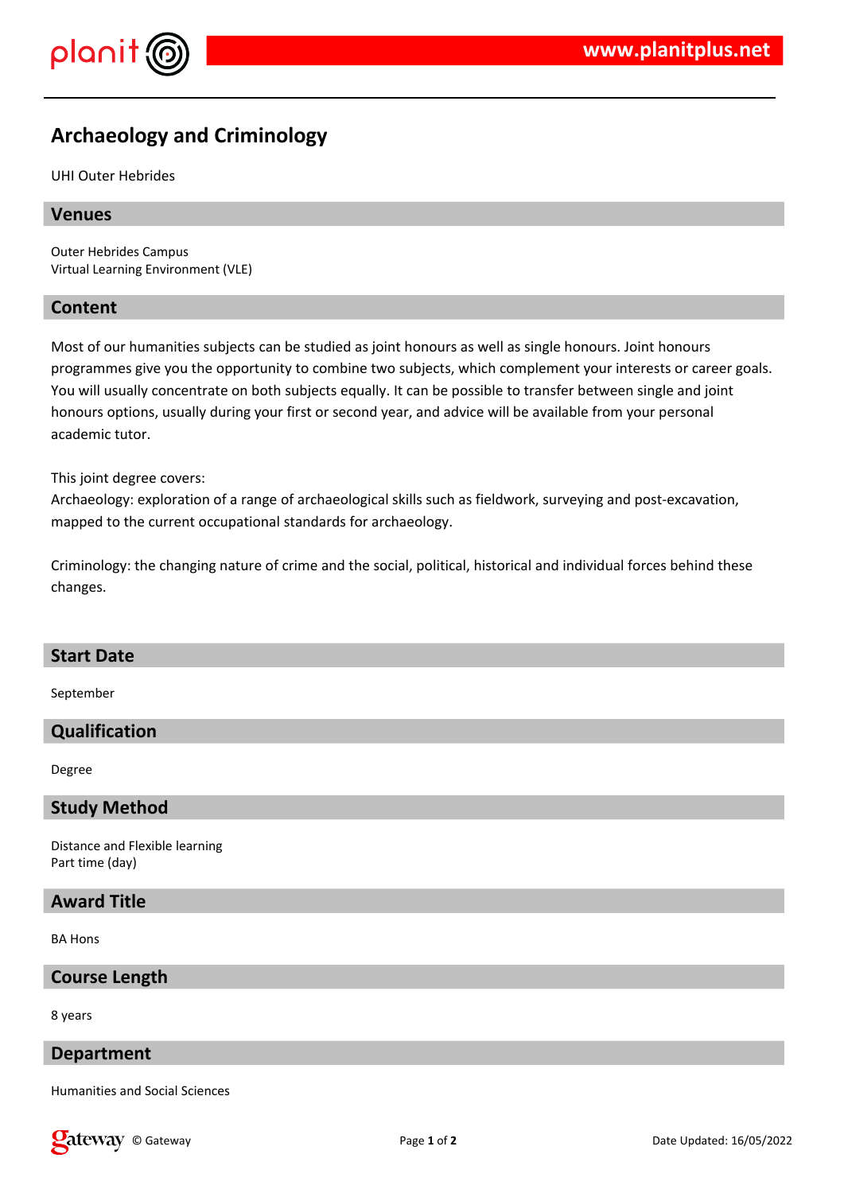# Archaeology and Criminology

UHI Outer Hebrides

## Venues

Outer Hebrides Campus
Virtual Learning Environment (VLE)

## Content

Most of our humanities subjects can be studied as joint honours as well as single honours. Joint honours programmes give you the opportunity to combine two subjects, which complement your interests or career goals. You will usually concentrate on both subjects equally. It can be possible to transfer between single and joint honours options, usually during your first or second year, and advice will be available from your personal academic tutor.

This joint degree covers:
Archaeology: exploration of a range of archaeological skills such as fieldwork, surveying and post-excavation, mapped to the current occupational standards for archaeology.

Criminology: the changing nature of crime and the social, political, historical and individual forces behind these changes.

## Start Date

September

## Qualification

Degree

## Study Method

Distance and Flexible learning
Part time (day)

## Award Title

BA Hons

## Course Length

8 years

## Department

Humanities and Social Sciences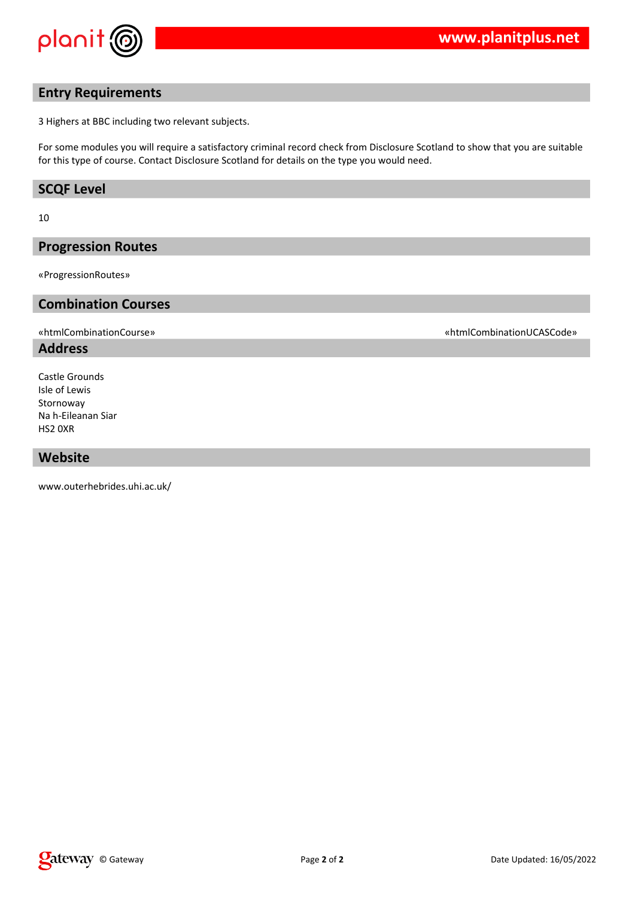## Entry Requirements

3 Highers at BBC including two relevant subjects.

For some modules you will require a satisfactory criminal record check from Disclosure Scotland to show that you are suitable for this type of course. Contact Disclosure Scotland for details on the type you would need.

## SCQF Level

10

## Progression Routes

«ProgressionRoutes»

## Combination Courses

«htmlCombinationCourse» «htmlCombinationUCASCode»

## Address

Castle Grounds
Isle of Lewis
Stornoway
Na h-Eileanan Siar
HS2 0XR

## Website

www.outerhebrides.uhi.ac.uk/

Date Updated: 16/05/2022